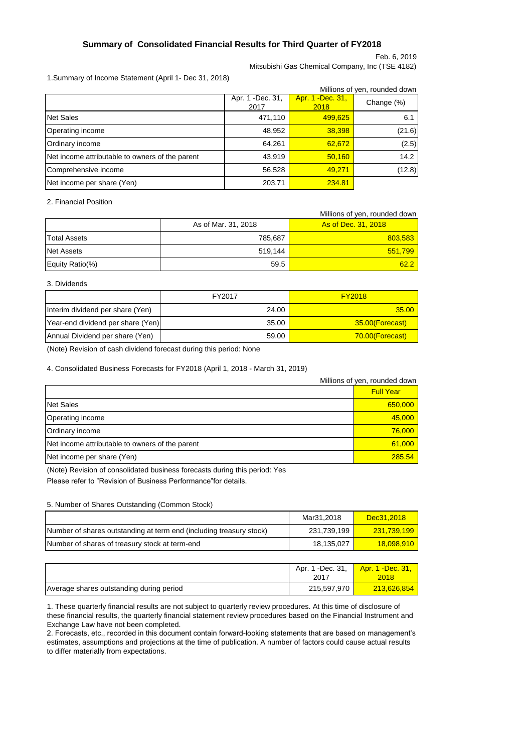# Summary of Consolidated Financial Results for Third Quarter of FY2018

Feb. 6, 2019

Mitsubishi Gas Chemical Company, Inc (TSE 4182)

1.Summary of Income Statement (April 1- Dec 31, 2018)

Millions of yen, rounded down

| | Apr. 1 -Dec. 31, 2017 | Apr. 1 -Dec. 31, 2018 | Change (%) |
|---|---|---|---|
| Net Sales | 471,110 | 499,625 | 6.1 |
| Operating income | 48,952 | 38,398 | (21.6) |
| Ordinary income | 64,261 | 62,672 | (2.5) |
| Net income attributable to owners of the parent | 43,919 | 50,160 | 14.2 |
| Comprehensive income | 56,528 | 49,271 | (12.8) |
| Net income per share (Yen) | 203.71 | 234.81 | |

2. Financial Position

Millions of yen, rounded down

| | As of Mar. 31, 2018 | As of Dec. 31, 2018 |
|---|---|---|
| Total Assets | 785,687 | 803,583 |
| Net Assets | 519,144 | 551,799 |
| Equity Ratio(%) | 59.5 | 62.2 |

3. Dividends

| | FY2017 | FY2018 |
|---|---|---|
| Interim dividend per share (Yen) | 24.00 | 35.00 |
| Year-end dividend per share (Yen) | 35.00 | 35.00(Forecast) |
| Annual Dividend per share (Yen) | 59.00 | 70.00(Forecast) |

(Note) Revision of cash dividend forecast during this period: None

4. Consolidated Business Forecasts for FY2018 (April 1, 2018 - March 31, 2019)

Millions of yen, rounded down

| | Full Year |
|---|---|
| Net Sales | 650,000 |
| Operating income | 45,000 |
| Ordinary income | 76,000 |
| Net income attributable to owners of the parent | 61,000 |
| Net income per share (Yen) | 285.54 |

(Note) Revision of consolidated business forecasts during this period: Yes

Please refer to "Revision of Business Performance"for details.

5. Number of Shares Outstanding (Common Stock)

| | Mar31,2018 | Dec31,2018 |
|---|---|---|
| Number of shares outstanding at term end (including treasury stock) | 231,739,199 | 231,739,199 |
| Number of shares of treasury stock at term-end | 18,135,027 | 18,098,910 |

| | Apr. 1 -Dec. 31, 2017 | Apr. 1 -Dec. 31, 2018 |
|---|---|---|
| Average shares outstanding during period | 215,597,970 | 213,626,854 |

1. These quarterly financial results are not subject to quarterly review procedures. At this time of disclosure of these financial results, the quarterly financial statement review procedures based on the Financial Instrument and Exchange Law have not been completed.
2. Forecasts, etc., recorded in this document contain forward-looking statements that are based on management's estimates, assumptions and projections at the time of publication. A number of factors could cause actual results to differ materially from expectations.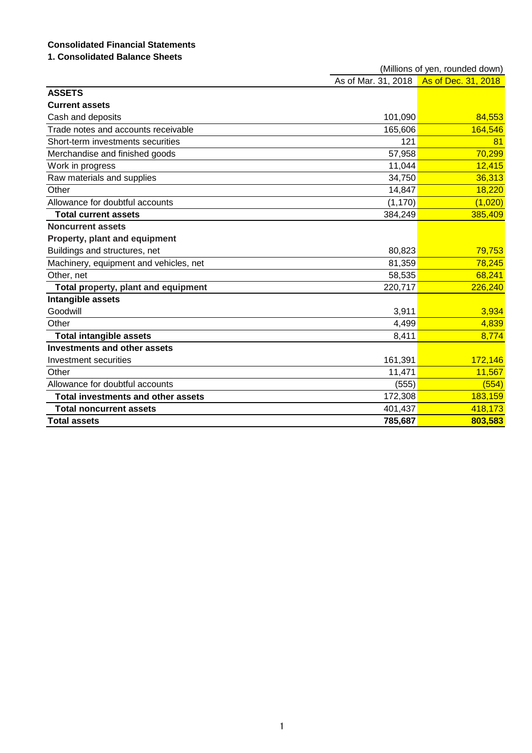## Consolidated Financial Statements

### 1. Consolidated Balance Sheets

(Millions of yen, rounded down)

| | As of Mar. 31, 2018 | As of Dec. 31, 2018 |
|---|---|---|
| **ASSETS** | | |
| **Current assets** | | |
| Cash and deposits | 101,090 | 84,553 |
| Trade notes and accounts receivable | 165,606 | 164,546 |
| Short-term investments securities | 121 | 81 |
| Merchandise and finished goods | 57,958 | 70,299 |
| Work in progress | 11,044 | 12,415 |
| Raw materials and supplies | 34,750 | 36,313 |
| Other | 14,847 | 18,220 |
| Allowance for doubtful accounts | (1,170) | (1,020) |
| **Total current assets** | 384,249 | 385,409 |
| **Noncurrent assets** | | |
| **Property, plant and equipment** | | |
| Buildings and structures, net | 80,823 | 79,753 |
| Machinery, equipment and vehicles, net | 81,359 | 78,245 |
| Other, net | 58,535 | 68,241 |
| **Total property, plant and equipment** | 220,717 | 226,240 |
| **Intangible assets** | | |
| Goodwill | 3,911 | 3,934 |
| Other | 4,499 | 4,839 |
| **Total intangible assets** | 8,411 | 8,774 |
| **Investments and other assets** | | |
| Investment securities | 161,391 | 172,146 |
| Other | 11,471 | 11,567 |
| Allowance for doubtful accounts | (555) | (554) |
| **Total investments and other assets** | 172,308 | 183,159 |
| **Total noncurrent assets** | 401,437 | 418,173 |
| **Total assets** | **785,687** | **803,583** |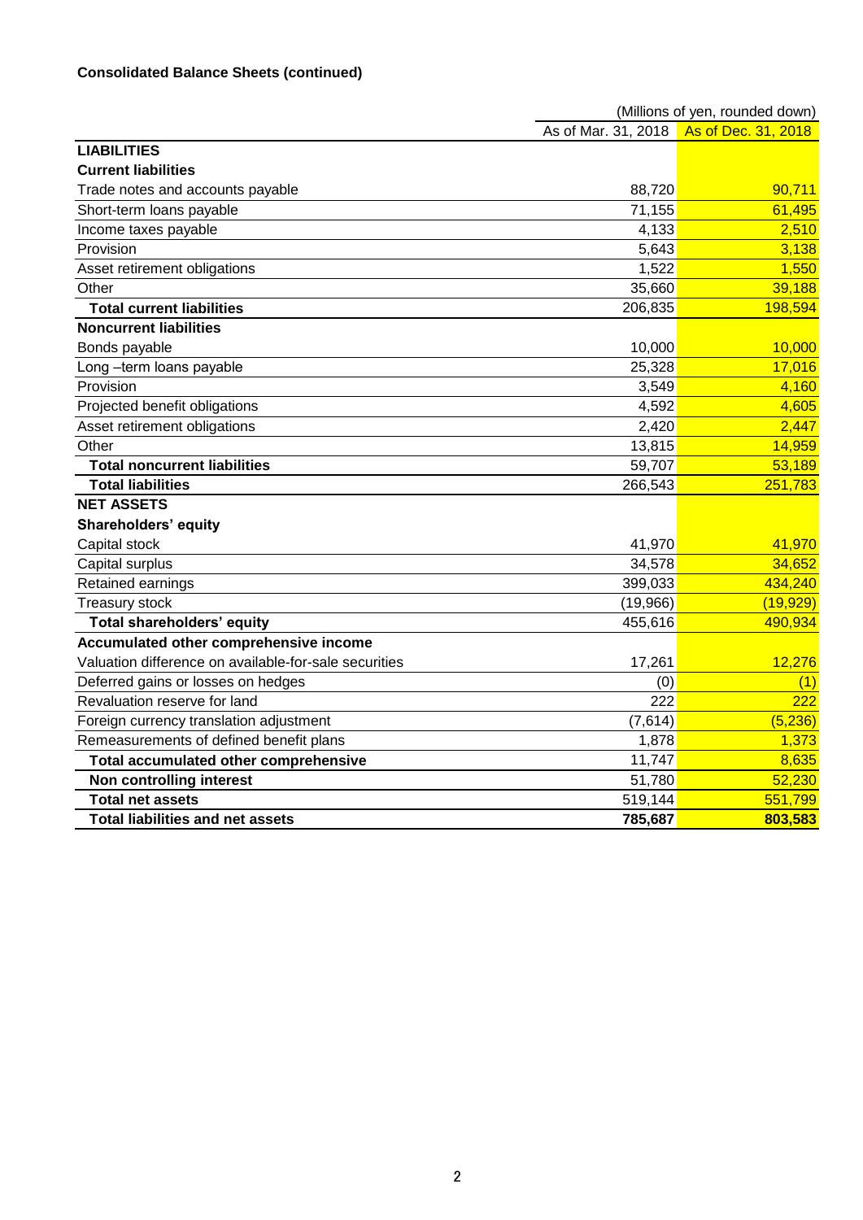**Consolidated Balance Sheets (continued)**

(Millions of yen, rounded down)

| | As of Mar. 31, 2018 | As of Dec. 31, 2018 |
|---|---|---|
| **LIABILITIES** | | |
| **Current liabilities** | | |
| Trade notes and accounts payable | 88,720 | 90,711 |
| Short-term loans payable | 71,155 | 61,495 |
| Income taxes payable | 4,133 | 2,510 |
| Provision | 5,643 | 3,138 |
| Asset retirement obligations | 1,522 | 1,550 |
| Other | 35,660 | 39,188 |
| **Total current liabilities** | 206,835 | 198,594 |
| **Noncurrent liabilities** | | |
| Bonds payable | 10,000 | 10,000 |
| Long –term loans payable | 25,328 | 17,016 |
| Provision | 3,549 | 4,160 |
| Projected benefit obligations | 4,592 | 4,605 |
| Asset retirement obligations | 2,420 | 2,447 |
| Other | 13,815 | 14,959 |
| **Total noncurrent liabilities** | 59,707 | 53,189 |
| **Total liabilities** | 266,543 | 251,783 |
| **NET ASSETS** | | |
| **Shareholders' equity** | | |
| Capital stock | 41,970 | 41,970 |
| Capital surplus | 34,578 | 34,652 |
| Retained earnings | 399,033 | 434,240 |
| Treasury stock | (19,966) | (19,929) |
| **Total shareholders' equity** | 455,616 | 490,934 |
| **Accumulated other comprehensive income** | | |
| Valuation difference on available-for-sale securities | 17,261 | 12,276 |
| Deferred gains or losses on hedges | (0) | (1) |
| Revaluation reserve for land | 222 | 222 |
| Foreign currency translation adjustment | (7,614) | (5,236) |
| Remeasurements of defined benefit plans | 1,878 | 1,373 |
| **Total accumulated other comprehensive** | 11,747 | 8,635 |
| **Non controlling interest** | 51,780 | 52,230 |
| **Total net assets** | 519,144 | 551,799 |
| **Total liabilities and net assets** | **785,687** | **803,583** |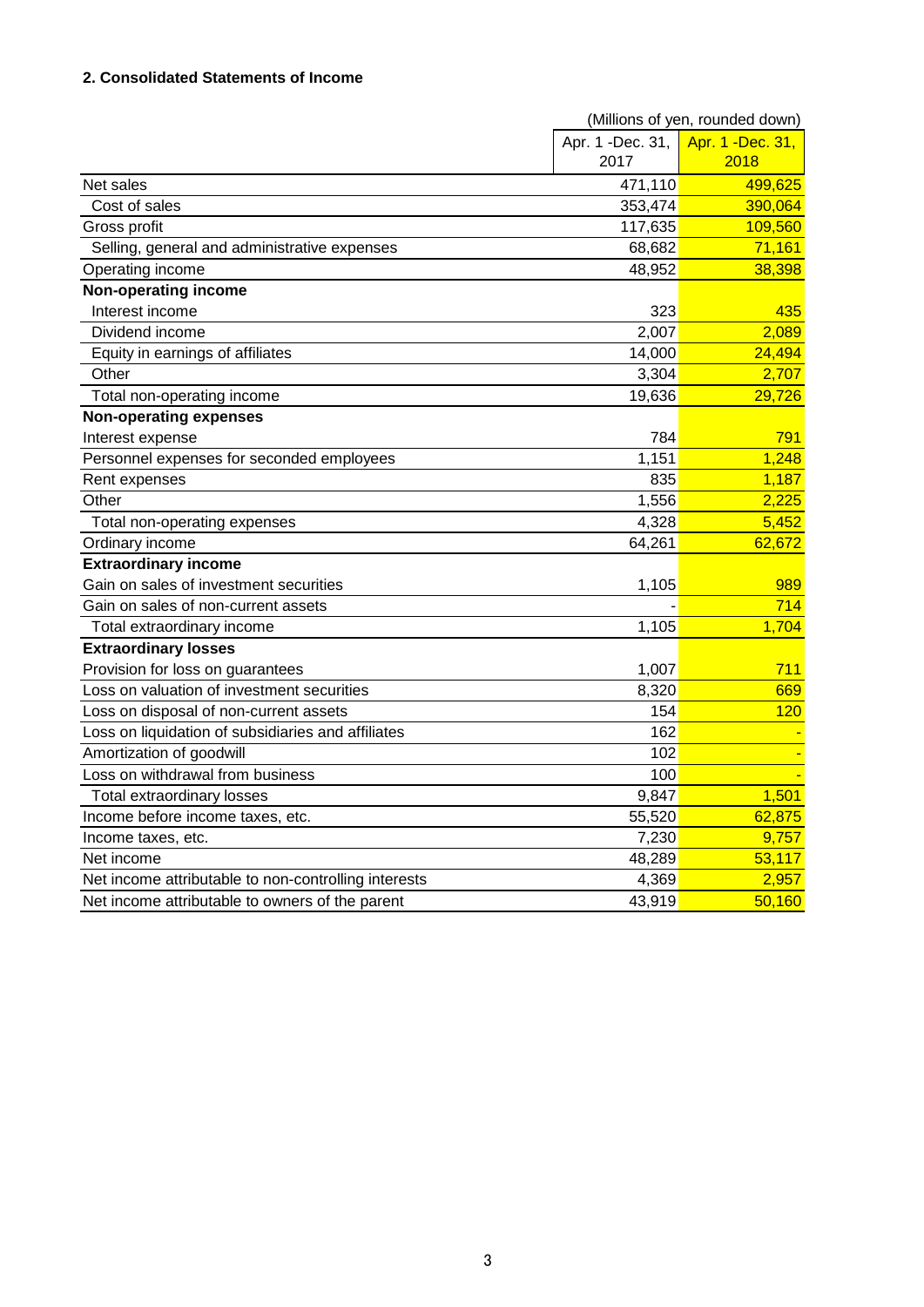## 2. Consolidated Statements of Income

(Millions of yen, rounded down)

| | Apr. 1 -Dec. 31, 2017 | Apr. 1 -Dec. 31, 2018 |
|---|---|---|
| Net sales | 471,110 | 499,625 |
| Cost of sales | 353,474 | 390,064 |
| Gross profit | 117,635 | 109,560 |
| Selling, general and administrative expenses | 68,682 | 71,161 |
| Operating income | 48,952 | 38,398 |
| **Non-operating income** | | |
| Interest income | 323 | 435 |
| Dividend income | 2,007 | 2,089 |
| Equity in earnings of affiliates | 14,000 | 24,494 |
| Other | 3,304 | 2,707 |
| Total non-operating income | 19,636 | 29,726 |
| **Non-operating expenses** | | |
| Interest expense | 784 | 791 |
| Personnel expenses for seconded employees | 1,151 | 1,248 |
| Rent expenses | 835 | 1,187 |
| Other | 1,556 | 2,225 |
| Total non-operating expenses | 4,328 | 5,452 |
| Ordinary income | 64,261 | 62,672 |
| **Extraordinary income** | | |
| Gain on sales of investment securities | 1,105 | 989 |
| Gain on sales of non-current assets | - | 714 |
| Total extraordinary income | 1,105 | 1,704 |
| **Extraordinary losses** | | |
| Provision for loss on guarantees | 1,007 | 711 |
| Loss on valuation of investment securities | 8,320 | 669 |
| Loss on disposal of non-current assets | 154 | 120 |
| Loss on liquidation of subsidiaries and affiliates | 162 | - |
| Amortization of goodwill | 102 | - |
| Loss on withdrawal from business | 100 | - |
| Total extraordinary losses | 9,847 | 1,501 |
| Income before income taxes, etc. | 55,520 | 62,875 |
| Income taxes, etc. | 7,230 | 9,757 |
| Net income | 48,289 | 53,117 |
| Net income attributable to non-controlling interests | 4,369 | 2,957 |
| Net income attributable to owners of the parent | 43,919 | 50,160 |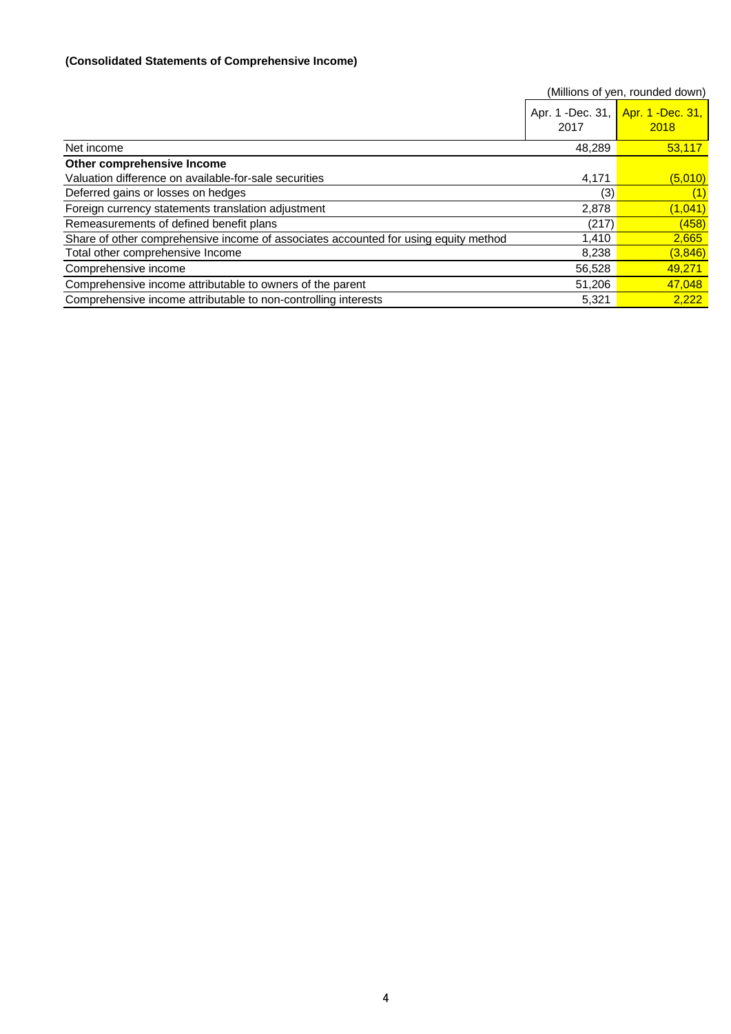**(Consolidated Statements of Comprehensive Income)**

(Millions of yen, rounded down)

| | Apr. 1 -Dec. 31, 2017 | Apr. 1 -Dec. 31, 2018 |
|---|---|---|
| Net income | 48,289 | 53,117 |
| **Other comprehensive Income** | | |
| Valuation difference on available-for-sale securities | 4,171 | (5,010) |
| Deferred gains or losses on hedges | (3) | (1) |
| Foreign currency statements translation adjustment | 2,878 | (1,041) |
| Remeasurements of defined benefit plans | (217) | (458) |
| Share of other comprehensive income of associates accounted for using equity method | 1,410 | 2,665 |
| Total other comprehensive Income | 8,238 | (3,846) |
| Comprehensive income | 56,528 | 49,271 |
| Comprehensive income attributable to owners of the parent | 51,206 | 47,048 |
| Comprehensive income attributable to non-controlling interests | 5,321 | 2,222 |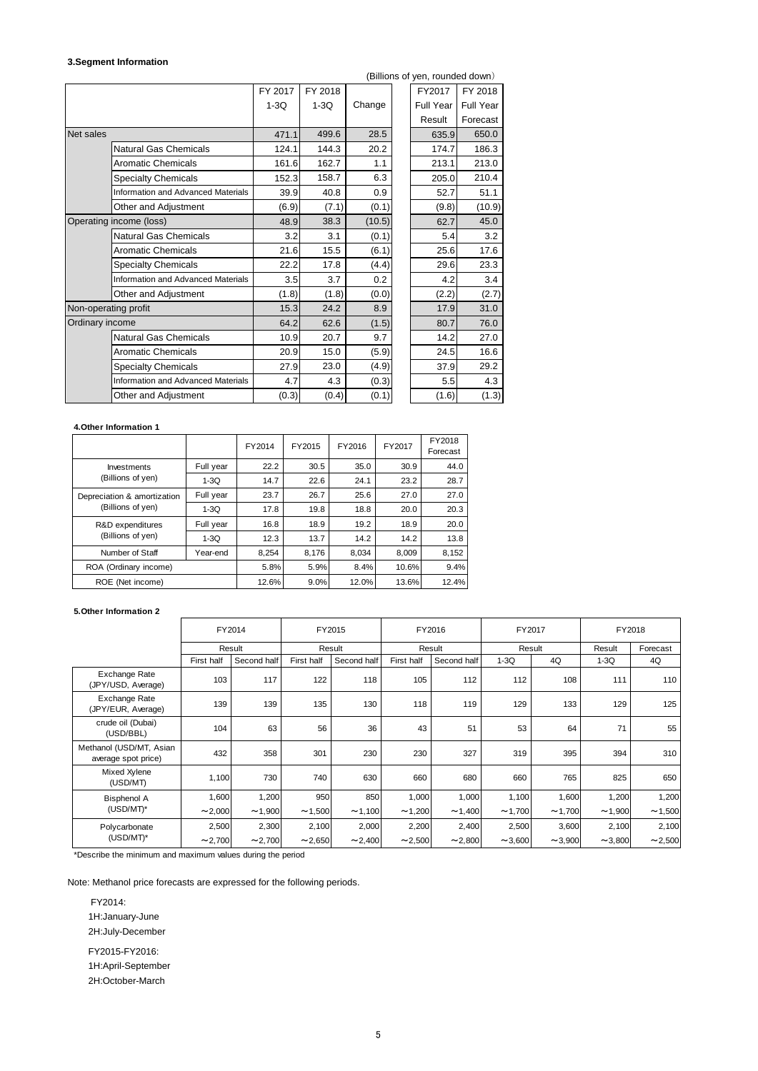### 3.Segment Information

(Billions of yen, rounded down)

| | | FY 2017 1-3Q | FY 2018 1-3Q | Change | FY2017 Full Year Result | FY 2018 Full Year Forecast |
|---|---|---|---|---|---|---|
| Net sales | | 471.1 | 499.6 | 28.5 | 635.9 | 650.0 |
| | Natural Gas Chemicals | 124.1 | 144.3 | 20.2 | 174.7 | 186.3 |
| | Aromatic Chemicals | 161.6 | 162.7 | 1.1 | 213.1 | 213.0 |
| | Specialty Chemicals | 152.3 | 158.7 | 6.3 | 205.0 | 210.4 |
| | Information and Advanced Materials | 39.9 | 40.8 | 0.9 | 52.7 | 51.1 |
| | Other and Adjustment | (6.9) | (7.1) | (0.1) | (9.8) | (10.9) |
| Operating income (loss) | | 48.9 | 38.3 | (10.5) | 62.7 | 45.0 |
| | Natural Gas Chemicals | 3.2 | 3.1 | (0.1) | 5.4 | 3.2 |
| | Aromatic Chemicals | 21.6 | 15.5 | (6.1) | 25.6 | 17.6 |
| | Specialty Chemicals | 22.2 | 17.8 | (4.4) | 29.6 | 23.3 |
| | Information and Advanced Materials | 3.5 | 3.7 | 0.2 | 4.2 | 3.4 |
| | Other and Adjustment | (1.8) | (1.8) | (0.0) | (2.2) | (2.7) |
| Non-operating profit | | 15.3 | 24.2 | 8.9 | 17.9 | 31.0 |
| Ordinary income | | 64.2 | 62.6 | (1.5) | 80.7 | 76.0 |
| | Natural Gas Chemicals | 10.9 | 20.7 | 9.7 | 14.2 | 27.0 |
| | Aromatic Chemicals | 20.9 | 15.0 | (5.9) | 24.5 | 16.6 |
| | Specialty Chemicals | 27.9 | 23.0 | (4.9) | 37.9 | 29.2 |
| | Information and Advanced Materials | 4.7 | 4.3 | (0.3) | 5.5 | 4.3 |
| | Other and Adjustment | (0.3) | (0.4) | (0.1) | (1.6) | (1.3) |

#### 4.Other Information 1

| | | FY2014 | FY2015 | FY2016 | FY2017 | FY2018 Forecast |
|---|---|---|---|---|---|---|
| Investments (Billions of yen) | Full year | 22.2 | 30.5 | 35.0 | 30.9 | 44.0 |
| | 1-3Q | 14.7 | 22.6 | 24.1 | 23.2 | 28.7 |
| Depreciation & amortization (Billions of yen) | Full year | 23.7 | 26.7 | 25.6 | 27.0 | 27.0 |
| | 1-3Q | 17.8 | 19.8 | 18.8 | 20.0 | 20.3 |
| R&D expenditures (Billions of yen) | Full year | 16.8 | 18.9 | 19.2 | 18.9 | 20.0 |
| | 1-3Q | 12.3 | 13.7 | 14.2 | 14.2 | 13.8 |
| Number of Staff | Year-end | 8,254 | 8,176 | 8,034 | 8,009 | 8,152 |
| ROA (Ordinary income) | | 5.8% | 5.9% | 8.4% | 10.6% | 9.4% |
| ROE (Net income) | | 12.6% | 9.0% | 12.0% | 13.6% | 12.4% |

#### 5.Other Information 2

| | FY2014 | | FY2015 | | FY2016 | | FY2017 | | FY2018 | |
|---|---|---|---|---|---|---|---|---|---|---|
| | Result | | Result | | Result | | Result | | Result | Forecast |
| | First half | Second half | First half | Second half | First half | Second half | 1-3Q | 4Q | 1-3Q | 4Q |
| Exchange Rate (JPY/USD, Average) | 103 | 117 | 122 | 118 | 105 | 112 | 112 | 108 | 111 | 110 |
| Exchange Rate (JPY/EUR, Average) | 139 | 139 | 135 | 130 | 118 | 119 | 129 | 133 | 129 | 125 |
| crude oil (Dubai) (USD/BBL) | 104 | 63 | 56 | 36 | 43 | 51 | 53 | 64 | 71 | 55 |
| Methanol (USD/MT, Asian average spot price) | 432 | 358 | 301 | 230 | 230 | 327 | 319 | 395 | 394 | 310 |
| Mixed Xylene (USD/MT) | 1,100 | 730 | 740 | 630 | 660 | 680 | 660 | 765 | 825 | 650 |
| Bisphenol A (USD/MT)* | 1,600 ～2,000 | 1,200 ～1,900 | 950 ～1,500 | 850 ～1,100 | 1,000 ～1,200 | 1,000 ～1,400 | 1,100 ～1,700 | 1,600 ～1,700 | 1,200 ～1,900 | 1,200 ～1,500 |
| Polycarbonate (USD/MT)* | 2,500 ～2,700 | 2,300 ～2,700 | 2,100 ～2,650 | 2,000 ～2,400 | 2,200 ～2,500 | 2,400 ～2,800 | 2,500 ～3,600 | 3,600 ～3,900 | 2,100 ～3,800 | 2,100 ～2,500 |

*Describe the minimum and maximum values during the period

Note: Methanol price forecasts are expressed for the following periods.

FY2014:
1H:January-June
2H:July-December

FY2015-FY2016:
1H:April-September
2H:October-March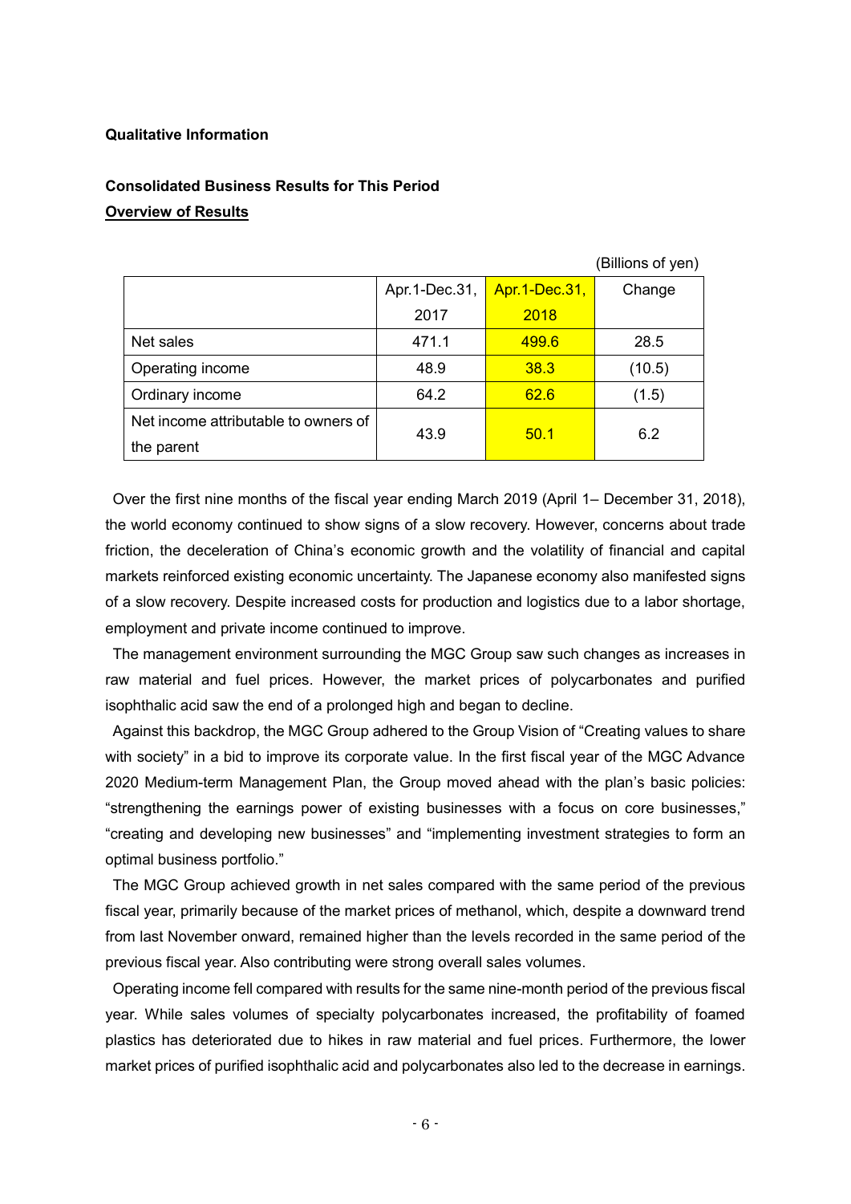**Qualitative Information**

**Consolidated Business Results for This Period**

**Overview of Results**

(Billions of yen)

| | Apr.1-Dec.31, 2017 | Apr.1-Dec.31, 2018 | Change |
|---|---|---|---|
| Net sales | 471.1 | 499.6 | 28.5 |
| Operating income | 48.9 | 38.3 | (10.5) |
| Ordinary income | 64.2 | 62.6 | (1.5) |
| Net income attributable to owners of the parent | 43.9 | 50.1 | 6.2 |

Over the first nine months of the fiscal year ending March 2019 (April 1– December 31, 2018), the world economy continued to show signs of a slow recovery. However, concerns about trade friction, the deceleration of China's economic growth and the volatility of financial and capital markets reinforced existing economic uncertainty. The Japanese economy also manifested signs of a slow recovery. Despite increased costs for production and logistics due to a labor shortage, employment and private income continued to improve.

The management environment surrounding the MGC Group saw such changes as increases in raw material and fuel prices. However, the market prices of polycarbonates and purified isophthalic acid saw the end of a prolonged high and began to decline.

Against this backdrop, the MGC Group adhered to the Group Vision of "Creating values to share with society" in a bid to improve its corporate value. In the first fiscal year of the MGC Advance 2020 Medium-term Management Plan, the Group moved ahead with the plan's basic policies: "strengthening the earnings power of existing businesses with a focus on core businesses," "creating and developing new businesses" and "implementing investment strategies to form an optimal business portfolio."

The MGC Group achieved growth in net sales compared with the same period of the previous fiscal year, primarily because of the market prices of methanol, which, despite a downward trend from last November onward, remained higher than the levels recorded in the same period of the previous fiscal year. Also contributing were strong overall sales volumes.

Operating income fell compared with results for the same nine-month period of the previous fiscal year. While sales volumes of specialty polycarbonates increased, the profitability of foamed plastics has deteriorated due to hikes in raw material and fuel prices. Furthermore, the lower market prices of purified isophthalic acid and polycarbonates also led to the decrease in earnings.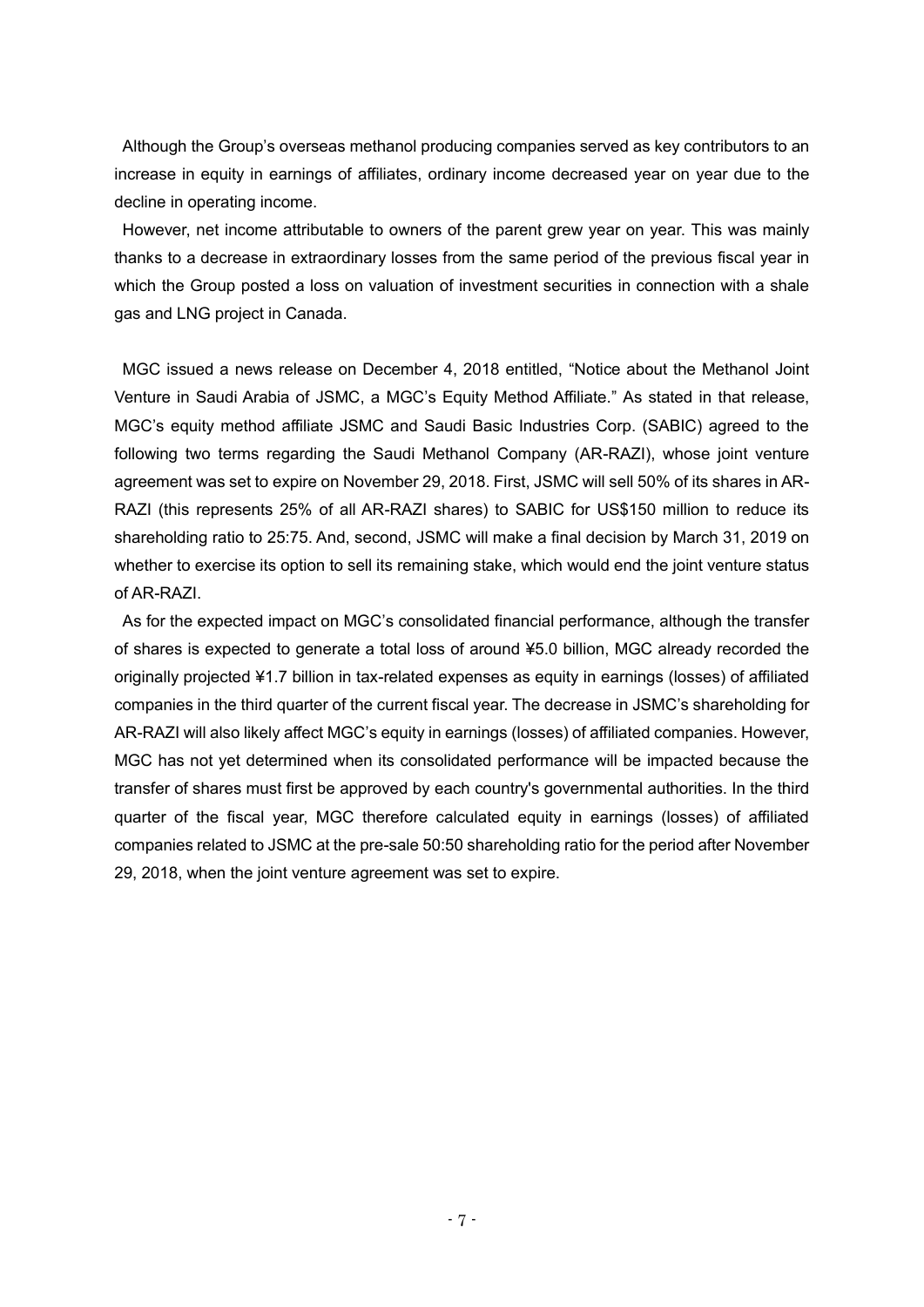Although the Group's overseas methanol producing companies served as key contributors to an increase in equity in earnings of affiliates, ordinary income decreased year on year due to the decline in operating income.

However, net income attributable to owners of the parent grew year on year. This was mainly thanks to a decrease in extraordinary losses from the same period of the previous fiscal year in which the Group posted a loss on valuation of investment securities in connection with a shale gas and LNG project in Canada.

MGC issued a news release on December 4, 2018 entitled, "Notice about the Methanol Joint Venture in Saudi Arabia of JSMC, a MGC's Equity Method Affiliate." As stated in that release, MGC's equity method affiliate JSMC and Saudi Basic Industries Corp. (SABIC) agreed to the following two terms regarding the Saudi Methanol Company (AR-RAZI), whose joint venture agreement was set to expire on November 29, 2018. First, JSMC will sell 50% of its shares in AR-RAZI (this represents 25% of all AR-RAZI shares) to SABIC for US$150 million to reduce its shareholding ratio to 25:75. And, second, JSMC will make a final decision by March 31, 2019 on whether to exercise its option to sell its remaining stake, which would end the joint venture status of AR-RAZI.

As for the expected impact on MGC's consolidated financial performance, although the transfer of shares is expected to generate a total loss of around ¥5.0 billion, MGC already recorded the originally projected ¥1.7 billion in tax-related expenses as equity in earnings (losses) of affiliated companies in the third quarter of the current fiscal year. The decrease in JSMC's shareholding for AR-RAZI will also likely affect MGC's equity in earnings (losses) of affiliated companies. However, MGC has not yet determined when its consolidated performance will be impacted because the transfer of shares must first be approved by each country's governmental authorities. In the third quarter of the fiscal year, MGC therefore calculated equity in earnings (losses) of affiliated companies related to JSMC at the pre-sale 50:50 shareholding ratio for the period after November 29, 2018, when the joint venture agreement was set to expire.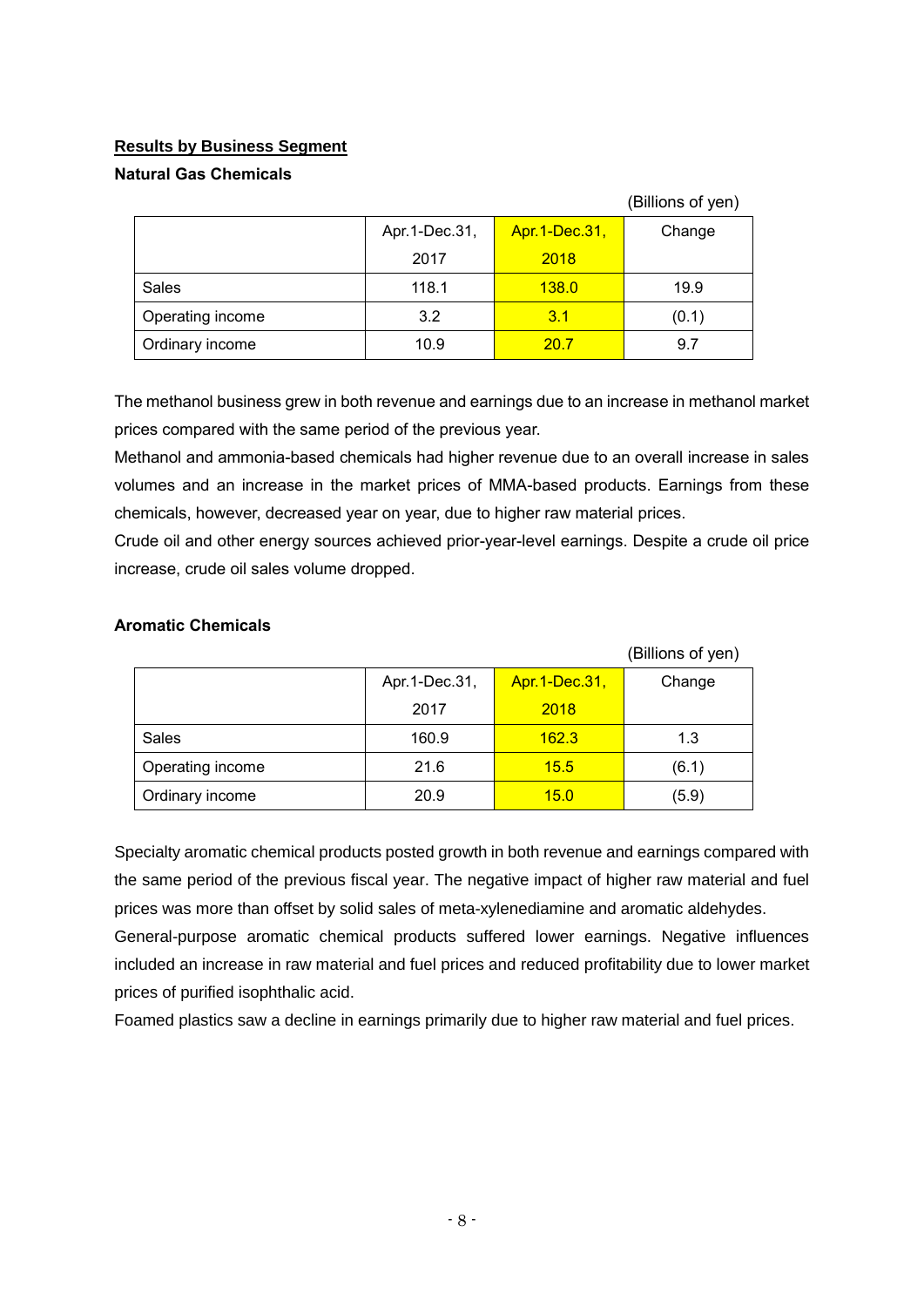## Results by Business Segment

### Natural Gas Chemicals

(Billions of yen)

| | Apr.1-Dec.31, 2017 | Apr.1-Dec.31, 2018 | Change |
|---|---|---|---|
| Sales | 118.1 | 138.0 | 19.9 |
| Operating income | 3.2 | 3.1 | (0.1) |
| Ordinary income | 10.9 | 20.7 | 9.7 |

The methanol business grew in both revenue and earnings due to an increase in methanol market prices compared with the same period of the previous year.
Methanol and ammonia-based chemicals had higher revenue due to an overall increase in sales volumes and an increase in the market prices of MMA-based products. Earnings from these chemicals, however, decreased year on year, due to higher raw material prices.
Crude oil and other energy sources achieved prior-year-level earnings. Despite a crude oil price increase, crude oil sales volume dropped.

### Aromatic Chemicals

(Billions of yen)

| | Apr.1-Dec.31, 2017 | Apr.1-Dec.31, 2018 | Change |
|---|---|---|---|
| Sales | 160.9 | 162.3 | 1.3 |
| Operating income | 21.6 | 15.5 | (6.1) |
| Ordinary income | 20.9 | 15.0 | (5.9) |

Specialty aromatic chemical products posted growth in both revenue and earnings compared with the same period of the previous fiscal year. The negative impact of higher raw material and fuel prices was more than offset by solid sales of meta-xylenediamine and aromatic aldehydes.
General-purpose aromatic chemical products suffered lower earnings. Negative influences included an increase in raw material and fuel prices and reduced profitability due to lower market prices of purified isophthalic acid.
Foamed plastics saw a decline in earnings primarily due to higher raw material and fuel prices.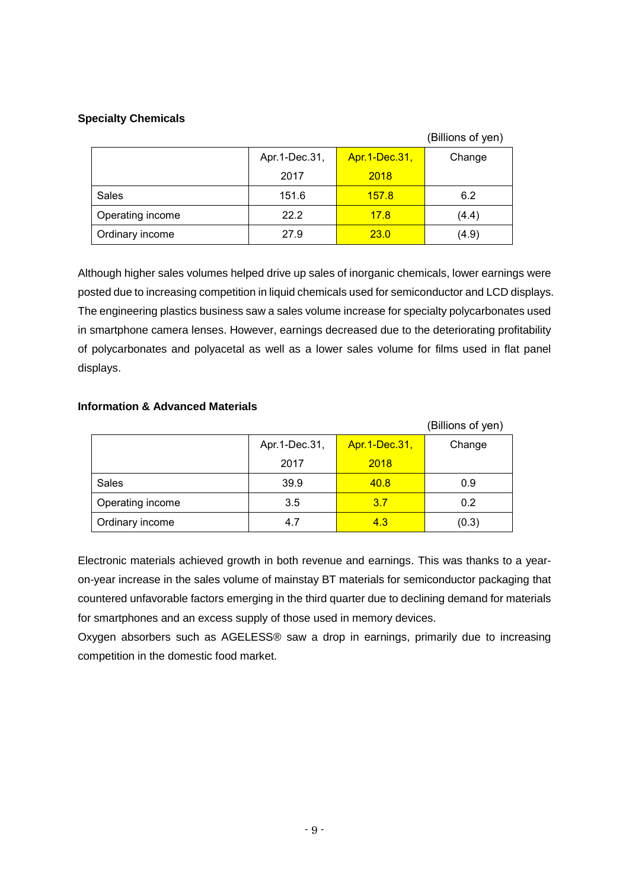### Specialty Chemicals

(Billions of yen)

| | Apr.1-Dec.31, 2017 | Apr.1-Dec.31, 2018 | Change |
|---|---|---|---|
| Sales | 151.6 | 157.8 | 6.2 |
| Operating income | 22.2 | 17.8 | (4.4) |
| Ordinary income | 27.9 | 23.0 | (4.9) |

Although higher sales volumes helped drive up sales of inorganic chemicals, lower earnings were posted due to increasing competition in liquid chemicals used for semiconductor and LCD displays. The engineering plastics business saw a sales volume increase for specialty polycarbonates used in smartphone camera lenses. However, earnings decreased due to the deteriorating profitability of polycarbonates and polyacetal as well as a lower sales volume for films used in flat panel displays.

### Information & Advanced Materials

(Billions of yen)

| | Apr.1-Dec.31, 2017 | Apr.1-Dec.31, 2018 | Change |
|---|---|---|---|
| Sales | 39.9 | 40.8 | 0.9 |
| Operating income | 3.5 | 3.7 | 0.2 |
| Ordinary income | 4.7 | 4.3 | (0.3) |

Electronic materials achieved growth in both revenue and earnings. This was thanks to a year-on-year increase in the sales volume of mainstay BT materials for semiconductor packaging that countered unfavorable factors emerging in the third quarter due to declining demand for materials for smartphones and an excess supply of those used in memory devices.

Oxygen absorbers such as AGELESS® saw a drop in earnings, primarily due to increasing competition in the domestic food market.